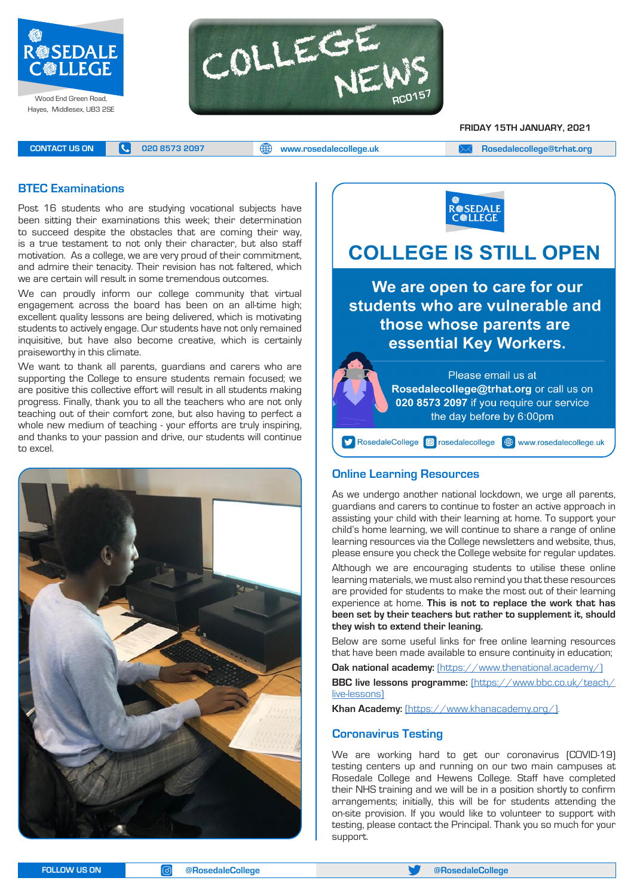ROSEDALE COLLEGE

Wood End Green Road, Hayes, Middlesex, UB3 2SE

# COLLEGE NEWS

RC0157

FRIDAY 15TH JANUARY, 2021

CONTACT US ON | 020 8573 2097 | www.rosedalecollege.uk | Rosedalecollege@trhat.org

## BTEC Examinations

Post 16 students who are studying vocational subjects have been sitting their examinations this week; their determination to succeed despite the obstacles that are coming their way, is a true testament to not only their character, but also staff motivation. As a college, we are very proud of their commitment, and admire their tenacity. Their revision has not faltered, which we are certain will result in some tremendous outcomes.

We can proudly inform our college community that virtual engagement across the board has been on an all-time high; excellent quality lessons are being delivered, which is motivating students to actively engage. Our students have not only remained inquisitive, but have also become creative, which is certainly praiseworthy in this climate.

We want to thank all parents, guardians and carers who are supporting the College to ensure students remain focused; we are positive this collective effort will result in all students making progress. Finally, thank you to all the teachers who are not only teaching out of their comfort zone, but also having to perfect a whole new medium of teaching - your efforts are truly inspiring, and thanks to your passion and drive, our students will continue to excel.

## COLLEGE IS STILL OPEN

**We are open to care for our students who are vulnerable and those whose parents are essential Key Workers.**

Please email us at **Rosedalecollege@trhat.org** or call us on **020 8573 2097** if you require our service the day before by 6:00pm

RosedaleCollege | rosedalecollege | www.rosedalecollege.uk

## Online Learning Resources

As we undergo another national lockdown, we urge all parents, guardians and carers to continue to foster an active approach in assisting your child with their learning at home. To support your child's home learning, we will continue to share a range of online learning resources via the College newsletters and website, thus, please ensure you check the College website for regular updates.

Although we are encouraging students to utilise these online learning materials, we must also remind you that these resources are provided for students to make the most out of their learning experience at home. **This is not to replace the work that has been set by their teachers but rather to supplement it, should they wish to extend their leaning.**

Below are some useful links for free online learning resources that have been made available to ensure continuity in education;

**Oak national academy:** (https://www.thenational.academy/)

**BBC live lessons programme:** (https://www.bbc.co.uk/teach/live-lessons)

**Khan Academy:** (https://www.khanacademy.org/).

## Coronavirus Testing

We are working hard to get our coronavirus (COVID-19) testing centers up and running on our two main campuses at Rosedale College and Hewens College. Staff have completed their NHS training and we will be in a position shortly to confirm arrangements; initially, this will be for students attending the on-site provision. If you would like to volunteer to support with testing, please contact the Principal. Thank you so much for your support.

FOLLOW US ON | @RosedaleCollege | @RosedaleCollege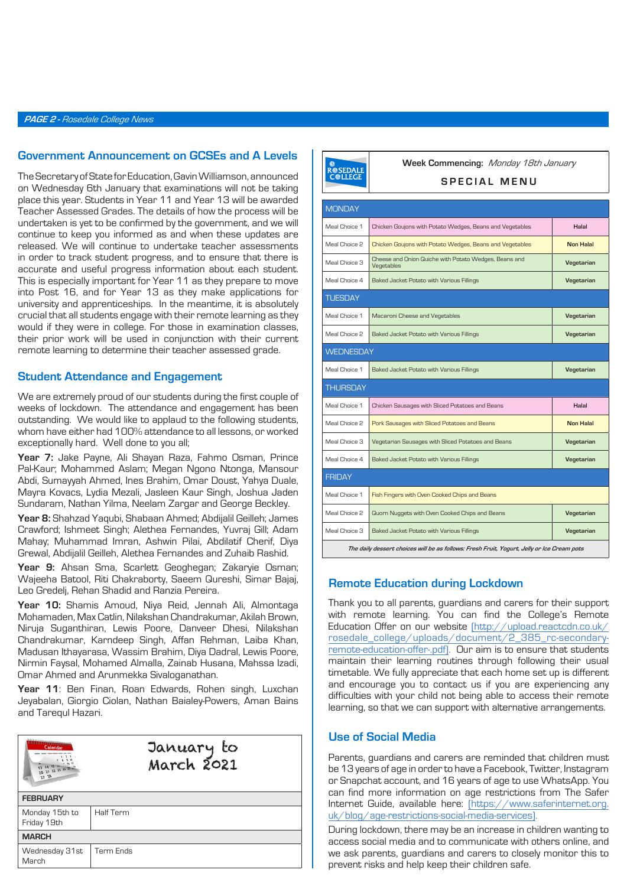## Government Announcement on GCSEs and A Levels

The Secretary of State for Education, Gavin Williamson, announced on Wednesday 6th January that examinations will not be taking place this year. Students in Year 11 and Year 13 will be awarded Teacher Assessed Grades. The details of how the process will be undertaken is yet to be confirmed by the government, and we will continue to keep you informed as and when these updates are released. We will continue to undertake teacher assessments in order to track student progress, and to ensure that there is accurate and useful progress information about each student. This is especially important for Year 11 as they prepare to move into Post 16, and for Year 13 as they make applications for university and apprenticeships. In the meantime, it is absolutely crucial that all students engage with their remote learning as they would if they were in college. For those in examination classes, their prior work will be used in conjunction with their current remote learning to determine their teacher assessed grade.

## Student Attendance and Engagement

We are extremely proud of our students during the first couple of weeks of lockdown. The attendance and engagement has been outstanding. We would like to applaud to the following students, whom have either had 100% attendance to all lessons, or worked exceptionally hard. Well done to you all;

**Year 7:** Jake Payne, Ali Shayan Raza, Fahmo Osman, Prince Pal-Kaur, Mohammed Aslam; Megan Ngono Ntonga, Mansour Abdi, Sumayyah Ahmed, Ines Brahim, Omar Doust, Yahya Duale, Mayra Kovacs, Lydia Mezali, Jasleen Kaur Singh, Joshua Jaden Sundaram, Nathan Yilma, Neelam Zargar and George Beckley.

**Year 8:** Shahzad Yaqubi, Shabaan Ahmed; Abdijalil Geilleh; James Crawford; Ishmeet Singh; Alethea Fernandes, Yuvraj Gill; Adam Mahay; Muhammad Imran, Ashwin Pilai, Abdilatif Cherif, Diya Grewal, Abdijalil Geilleh, Alethea Fernandes and Zuhaib Rashid.

**Year 9:** Ahsan Sma, Scarlett Geoghegan; Zakaryie Osman; Wajeeha Batool, Riti Chakraborty, Saeem Qureshi, Simar Bajaj, Leo Gredelj, Rehan Shadid and Ranzia Pereira.

**Year 10:** Shamis Amoud, Niya Reid, Jennah Ali, Almontaga Mohamaden, Max Catlin, Nilakshan Chandrakumar, Akilah Brown, Niruja Suganthiran, Lewis Poore, Danveer Dhesi, Nilakshan Chandrakumar, Karndeep Singh, Affan Rehman, Laiba Khan, Madusan Ithayarasa, Wassim Brahim, Diya Dadral, Lewis Poore, Nirmin Faysal, Mohamed Almalla, Zainab Husana, Mahssa Izadi, Omar Ahmed and Arunmekka Sivaloganathan.

**Year 11:** Ben Finan, Roan Edwards, Rohen singh, Luxchan Jeyabalan, Giorgio Ciolan, Nathan Baialey-Powers, Aman Bains and Tarequl Hazari.

### January to March 2021

| | |
|---|---|
| **FEBRUARY** | |
| Monday 15th to Friday 19th | Half Term |
| **MARCH** | |
| Wednesday 31st March | Term Ends |

**Week Commencing:** *Monday 18th January*

**SPECIAL MENU**

| | | |
|---|---|---|
| **MONDAY** | | |
| Meal Choice 1 | Chicken Goujons with Potato Wedges, Beans and Vegetables | Halal |
| Meal Choice 2 | Chicken Goujons with Potato Wedges, Beans and Vegetables | Non Halal |
| Meal Choice 3 | Cheese and Onion Quiche with Potato Wedges, Beans and Vegetables | Vegetarian |
| Meal Choice 4 | Baked Jacket Potato with Various Fillings | Vegetarian |
| **TUESDAY** | | |
| Meal Choice 1 | Macaroni Cheese and Vegetables | Vegetarian |
| Meal Choice 2 | Baked Jacket Potato with Various Fillings | Vegetarian |
| **WEDNESDAY** | | |
| Meal Choice 1 | Baked Jacket Potato with Various Fillings | Vegetarian |
| **THURSDAY** | | |
| Meal Choice 1 | Chicken Sausages with Sliced Potatoes and Beans | Halal |
| Meal Choice 2 | Pork Sausages with Sliced Potatoes and Beans | Non Halal |
| Meal Choice 3 | Vegetarian Sausages with Sliced Potatoes and Beans | Vegetarian |
| Meal Choice 4 | Baked Jacket Potato with Various Fillings | Vegetarian |
| **FRIDAY** | | |
| Meal Choice 1 | Fish Fingers with Oven Cooked Chips and Beans | |
| Meal Choice 2 | Quorn Nuggets with Oven Cooked Chips and Beans | Vegetarian |
| Meal Choice 3 | Baked Jacket Potato with Various Fillings | Vegetarian |

*The daily dessert choices will be as follows: Fresh Fruit, Yogurt, Jelly or Ice Cream pots*

## Remote Education during Lockdown

Thank you to all parents, guardians and carers for their support with remote learning. You can find the College's Remote Education Offer on our website (http://upload.reactcdn.co.uk/rosedale_college/uploads/document/2_385_rc-secondary-remote-education-offer-.pdf). Our aim is to ensure that students maintain their learning routines through following their usual timetable. We fully appreciate that each home set up is different and encourage you to contact us if you are experiencing any difficulties with your child not being able to access their remote learning, so that we can support with alternative arrangements.

## Use of Social Media

Parents, guardians and carers are reminded that children must be 13 years of age in order to have a Facebook, Twitter, Instagram or Snapchat account, and 16 years of age to use WhatsApp. You can find more information on age restrictions from The Safer Internet Guide, available here: (https://www.saferinternet.org.uk/blog/age-restrictions-social-media-services).

During lockdown, there may be an increase in children wanting to access social media and to communicate with others online, and we ask parents, guardians and carers to closely monitor this to prevent risks and help keep their children safe.